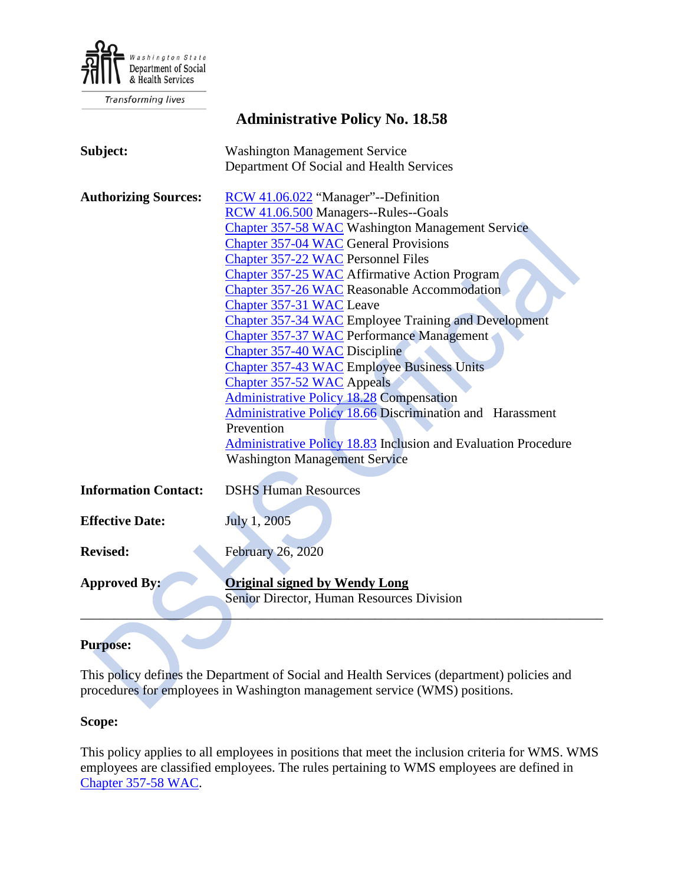Washington State Department of Social & Health Services

Transforming lives

# Administrative Policy No. 18.58

**Subject:** Washington Management Service
Department Of Social and Health Services

**Authorizing Sources:**
RCW 41.06.022 "Manager"--Definition
RCW 41.06.500 Managers--Rules--Goals
Chapter 357-58 WAC Washington Management Service
Chapter 357-04 WAC General Provisions
Chapter 357-22 WAC Personnel Files
Chapter 357-25 WAC Affirmative Action Program
Chapter 357-26 WAC Reasonable Accommodation
Chapter 357-31 WAC Leave
Chapter 357-34 WAC Employee Training and Development
Chapter 357-37 WAC Performance Management
Chapter 357-40 WAC Discipline
Chapter 357-43 WAC Employee Business Units
Chapter 357-52 WAC Appeals
Administrative Policy 18.28 Compensation
Administrative Policy 18.66 Discrimination and Harassment Prevention
Administrative Policy 18.83 Inclusion and Evaluation Procedure Washington Management Service

**Information Contact:** DSHS Human Resources

**Effective Date:** July 1, 2005

**Revised:** February 26, 2020

**Approved By:** **Original signed by Wendy Long**
Senior Director, Human Resources Division

---

**Purpose:**

This policy defines the Department of Social and Health Services (department) policies and procedures for employees in Washington management service (WMS) positions.

**Scope:**

This policy applies to all employees in positions that meet the inclusion criteria for WMS. WMS employees are classified employees. The rules pertaining to WMS employees are defined in Chapter 357-58 WAC.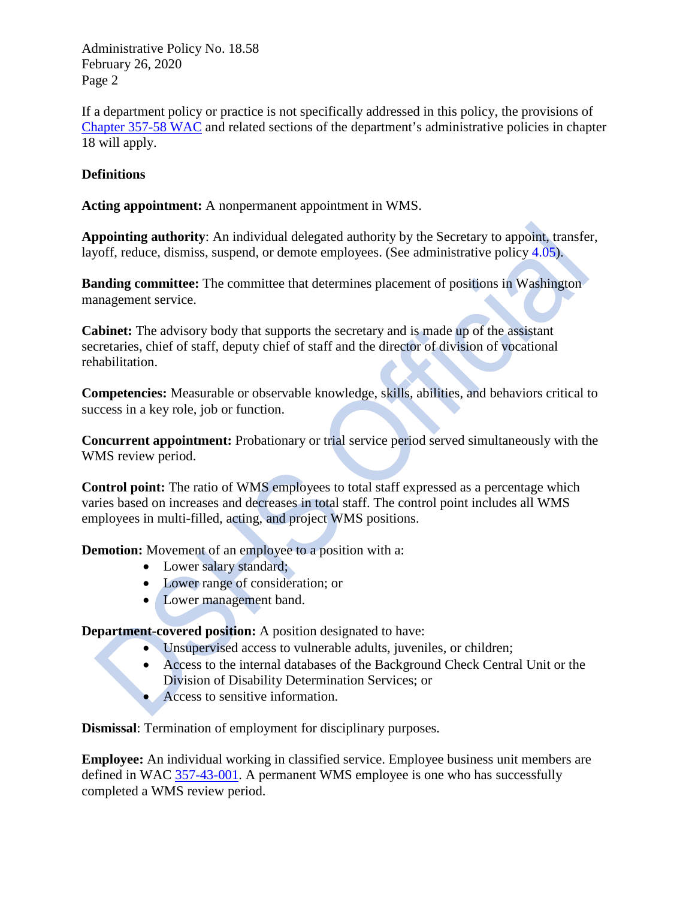If a department policy or practice is not specifically addressed in this policy, the provisions of Chapter 357-58 WAC and related sections of the department's administrative policies in chapter 18 will apply.

## Definitions

**Acting appointment:** A nonpermanent appointment in WMS.

**Appointing authority**: An individual delegated authority by the Secretary to appoint, transfer, layoff, reduce, dismiss, suspend, or demote employees. (See administrative policy 4.05).

**Banding committee:** The committee that determines placement of positions in Washington management service.

**Cabinet:** The advisory body that supports the secretary and is made up of the assistant secretaries, chief of staff, deputy chief of staff and the director of division of vocational rehabilitation.

**Competencies:** Measurable or observable knowledge, skills, abilities, and behaviors critical to success in a key role, job or function.

**Concurrent appointment:** Probationary or trial service period served simultaneously with the WMS review period.

**Control point:** The ratio of WMS employees to total staff expressed as a percentage which varies based on increases and decreases in total staff. The control point includes all WMS employees in multi-filled, acting, and project WMS positions.

**Demotion:** Movement of an employee to a position with a:

- Lower salary standard;
- Lower range of consideration; or
- Lower management band.

**Department-covered position:** A position designated to have:

- Unsupervised access to vulnerable adults, juveniles, or children;
- Access to the internal databases of the Background Check Central Unit or the Division of Disability Determination Services; or
- Access to sensitive information.

**Dismissal**: Termination of employment for disciplinary purposes.

**Employee:** An individual working in classified service. Employee business unit members are defined in WAC 357-43-001. A permanent WMS employee is one who has successfully completed a WMS review period.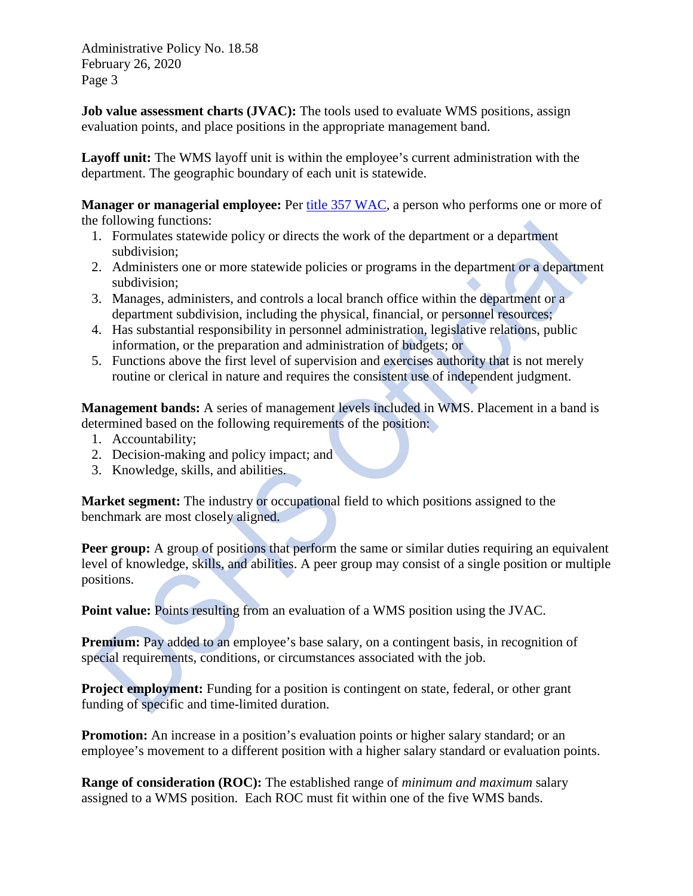**Job value assessment charts (JVAC):** The tools used to evaluate WMS positions, assign evaluation points, and place positions in the appropriate management band.

**Layoff unit:** The WMS layoff unit is within the employee's current administration with the department. The geographic boundary of each unit is statewide.

**Manager or managerial employee:** Per [title 357 WAC](), a person who performs one or more of the following functions:

1. Formulates statewide policy or directs the work of the department or a department subdivision;
2. Administers one or more statewide policies or programs in the department or a department subdivision;
3. Manages, administers, and controls a local branch office within the department or a department subdivision, including the physical, financial, or personnel resources;
4. Has substantial responsibility in personnel administration, legislative relations, public information, or the preparation and administration of budgets; or
5. Functions above the first level of supervision and exercises authority that is not merely routine or clerical in nature and requires the consistent use of independent judgment.

**Management bands:** A series of management levels included in WMS. Placement in a band is determined based on the following requirements of the position:

1. Accountability;
2. Decision-making and policy impact; and
3. Knowledge, skills, and abilities.

**Market segment:** The industry or occupational field to which positions assigned to the benchmark are most closely aligned.

**Peer group:** A group of positions that perform the same or similar duties requiring an equivalent level of knowledge, skills, and abilities. A peer group may consist of a single position or multiple positions.

**Point value:** Points resulting from an evaluation of a WMS position using the JVAC.

**Premium:** Pay added to an employee's base salary, on a contingent basis, in recognition of special requirements, conditions, or circumstances associated with the job.

**Project employment:** Funding for a position is contingent on state, federal, or other grant funding of specific and time-limited duration.

**Promotion:** An increase in a position's evaluation points or higher salary standard; or an employee's movement to a different position with a higher salary standard or evaluation points.

**Range of consideration (ROC):** The established range of *minimum and maximum* salary assigned to a WMS position. Each ROC must fit within one of the five WMS bands.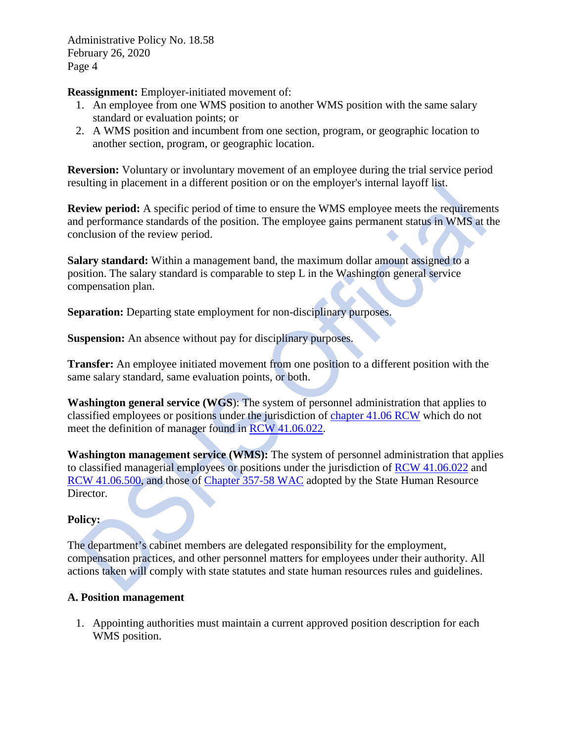**Reassignment:** Employer-initiated movement of:

1. An employee from one WMS position to another WMS position with the same salary standard or evaluation points; or
2. A WMS position and incumbent from one section, program, or geographic location to another section, program, or geographic location.

**Reversion:** Voluntary or involuntary movement of an employee during the trial service period resulting in placement in a different position or on the employer's internal layoff list.

**Review period:** A specific period of time to ensure the WMS employee meets the requirements and performance standards of the position. The employee gains permanent status in WMS at the conclusion of the review period.

**Salary standard:** Within a management band, the maximum dollar amount assigned to a position. The salary standard is comparable to step L in the Washington general service compensation plan.

**Separation:** Departing state employment for non-disciplinary purposes.

**Suspension:** An absence without pay for disciplinary purposes.

**Transfer:** An employee initiated movement from one position to a different position with the same salary standard, same evaluation points, or both.

**Washington general service (WGS)**: The system of personnel administration that applies to classified employees or positions under the jurisdiction of chapter 41.06 RCW which do not meet the definition of manager found in RCW 41.06.022.

**Washington management service (WMS):** The system of personnel administration that applies to classified managerial employees or positions under the jurisdiction of RCW 41.06.022 and RCW 41.06.500, and those of Chapter 357-58 WAC adopted by the State Human Resource Director.

**Policy:**

The department's cabinet members are delegated responsibility for the employment, compensation practices, and other personnel matters for employees under their authority. All actions taken will comply with state statutes and state human resources rules and guidelines.

**A. Position management**

1. Appointing authorities must maintain a current approved position description for each WMS position.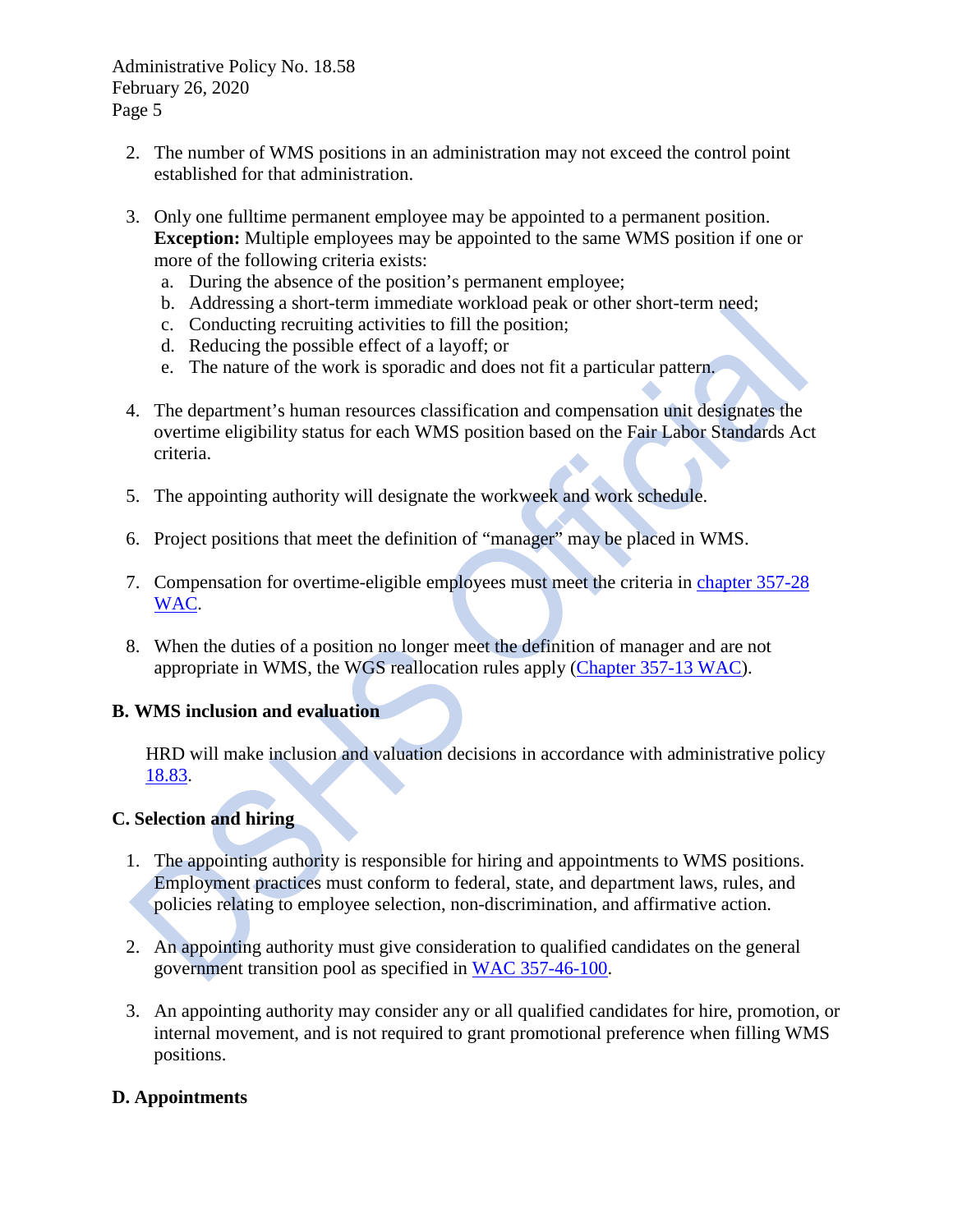2. The number of WMS positions in an administration may not exceed the control point established for that administration.

3. Only one fulltime permanent employee may be appointed to a permanent position. **Exception:** Multiple employees may be appointed to the same WMS position if one or more of the following criteria exists:
   a. During the absence of the position's permanent employee;
   b. Addressing a short-term immediate workload peak or other short-term need;
   c. Conducting recruiting activities to fill the position;
   d. Reducing the possible effect of a layoff; or
   e. The nature of the work is sporadic and does not fit a particular pattern.

4. The department's human resources classification and compensation unit designates the overtime eligibility status for each WMS position based on the Fair Labor Standards Act criteria.

5. The appointing authority will designate the workweek and work schedule.

6. Project positions that meet the definition of "manager" may be placed in WMS.

7. Compensation for overtime-eligible employees must meet the criteria in chapter 357-28 WAC.

8. When the duties of a position no longer meet the definition of manager and are not appropriate in WMS, the WGS reallocation rules apply (Chapter 357-13 WAC).

**B. WMS inclusion and evaluation**

HRD will make inclusion and valuation decisions in accordance with administrative policy 18.83.

**C. Selection and hiring**

1. The appointing authority is responsible for hiring and appointments to WMS positions. Employment practices must conform to federal, state, and department laws, rules, and policies relating to employee selection, non-discrimination, and affirmative action.

2. An appointing authority must give consideration to qualified candidates on the general government transition pool as specified in WAC 357-46-100.

3. An appointing authority may consider any or all qualified candidates for hire, promotion, or internal movement, and is not required to grant promotional preference when filling WMS positions.

**D. Appointments**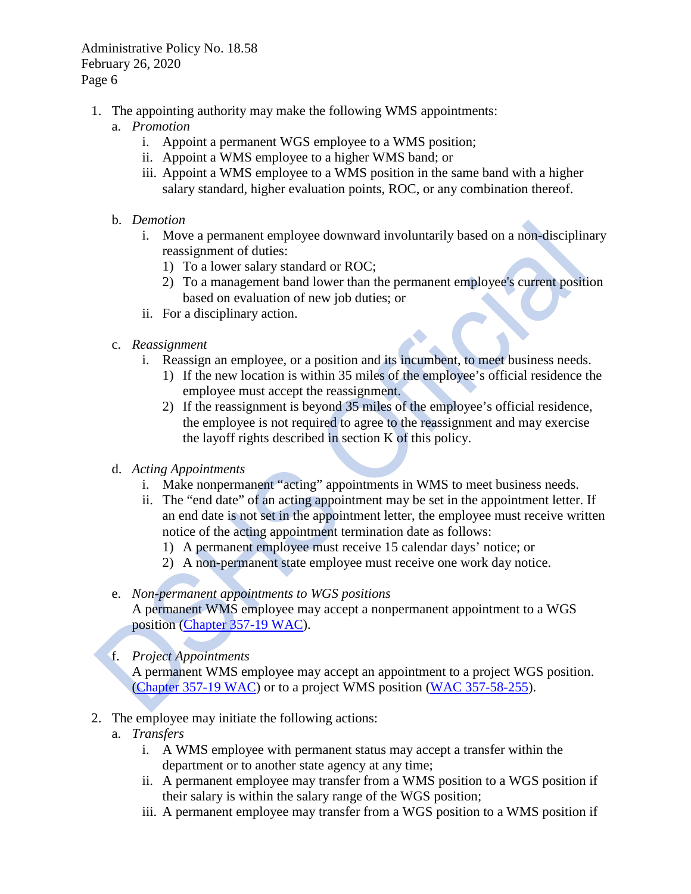1. The appointing authority may make the following WMS appointments:
   a. *Promotion*
      i. Appoint a permanent WGS employee to a WMS position;
      ii. Appoint a WMS employee to a higher WMS band; or
      iii. Appoint a WMS employee to a WMS position in the same band with a higher salary standard, higher evaluation points, ROC, or any combination thereof.

   b. *Demotion*
      i. Move a permanent employee downward involuntarily based on a non-disciplinary reassignment of duties:
         1) To a lower salary standard or ROC;
         2) To a management band lower than the permanent employee's current position based on evaluation of new job duties; or
      ii. For a disciplinary action.

   c. *Reassignment*
      i. Reassign an employee, or a position and its incumbent, to meet business needs.
         1) If the new location is within 35 miles of the employee's official residence the employee must accept the reassignment.
         2) If the reassignment is beyond 35 miles of the employee's official residence, the employee is not required to agree to the reassignment and may exercise the layoff rights described in section K of this policy.

   d. *Acting Appointments*
      i. Make nonpermanent "acting" appointments in WMS to meet business needs.
      ii. The "end date" of an acting appointment may be set in the appointment letter. If an end date is not set in the appointment letter, the employee must receive written notice of the acting appointment termination date as follows:
         1) A permanent employee must receive 15 calendar days' notice; or
         2) A non-permanent state employee must receive one work day notice.

   e. *Non-permanent appointments to WGS positions*
      A permanent WMS employee may accept a nonpermanent appointment to a WGS position (Chapter 357-19 WAC).

   f. *Project Appointments*
      A permanent WMS employee may accept an appointment to a project WGS position. (Chapter 357-19 WAC) or to a project WMS position (WAC 357-58-255).

2. The employee may initiate the following actions:
   a. *Transfers*
      i. A WMS employee with permanent status may accept a transfer within the department or to another state agency at any time;
      ii. A permanent employee may transfer from a WMS position to a WGS position if their salary is within the salary range of the WGS position;
      iii. A permanent employee may transfer from a WGS position to a WMS position if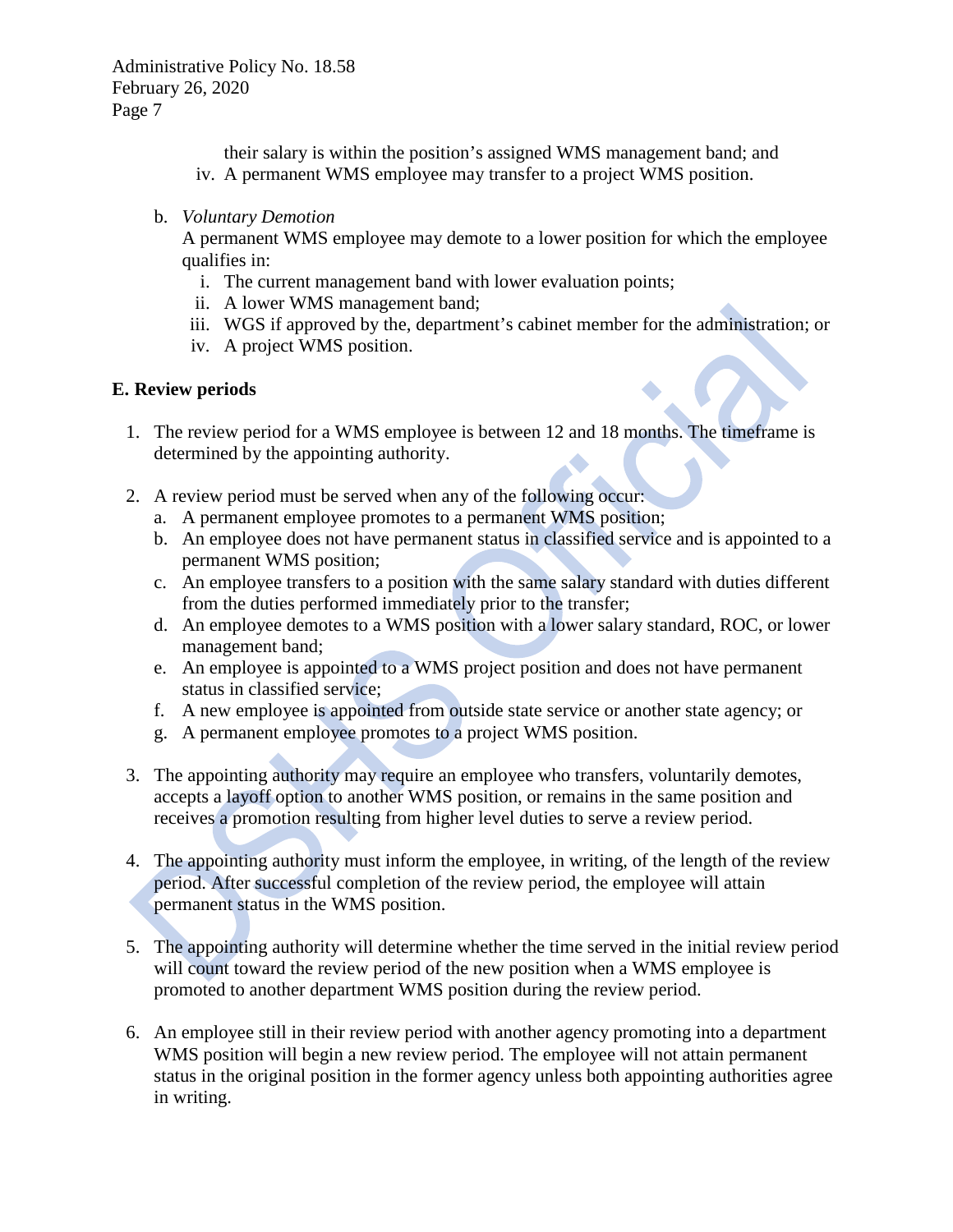their salary is within the position's assigned WMS management band; and

iv. A permanent WMS employee may transfer to a project WMS position.

b. *Voluntary Demotion*

A permanent WMS employee may demote to a lower position for which the employee qualifies in:

i. The current management band with lower evaluation points;
ii. A lower WMS management band;
iii. WGS if approved by the, department's cabinet member for the administration; or
iv. A project WMS position.

**E. Review periods**

1. The review period for a WMS employee is between 12 and 18 months. The timeframe is determined by the appointing authority.

2. A review period must be served when any of the following occur:
   a. A permanent employee promotes to a permanent WMS position;
   b. An employee does not have permanent status in classified service and is appointed to a permanent WMS position;
   c. An employee transfers to a position with the same salary standard with duties different from the duties performed immediately prior to the transfer;
   d. An employee demotes to a WMS position with a lower salary standard, ROC, or lower management band;
   e. An employee is appointed to a WMS project position and does not have permanent status in classified service;
   f. A new employee is appointed from outside state service or another state agency; or
   g. A permanent employee promotes to a project WMS position.

3. The appointing authority may require an employee who transfers, voluntarily demotes, accepts a layoff option to another WMS position, or remains in the same position and receives a promotion resulting from higher level duties to serve a review period.

4. The appointing authority must inform the employee, in writing, of the length of the review period. After successful completion of the review period, the employee will attain permanent status in the WMS position.

5. The appointing authority will determine whether the time served in the initial review period will count toward the review period of the new position when a WMS employee is promoted to another department WMS position during the review period.

6. An employee still in their review period with another agency promoting into a department WMS position will begin a new review period. The employee will not attain permanent status in the original position in the former agency unless both appointing authorities agree in writing.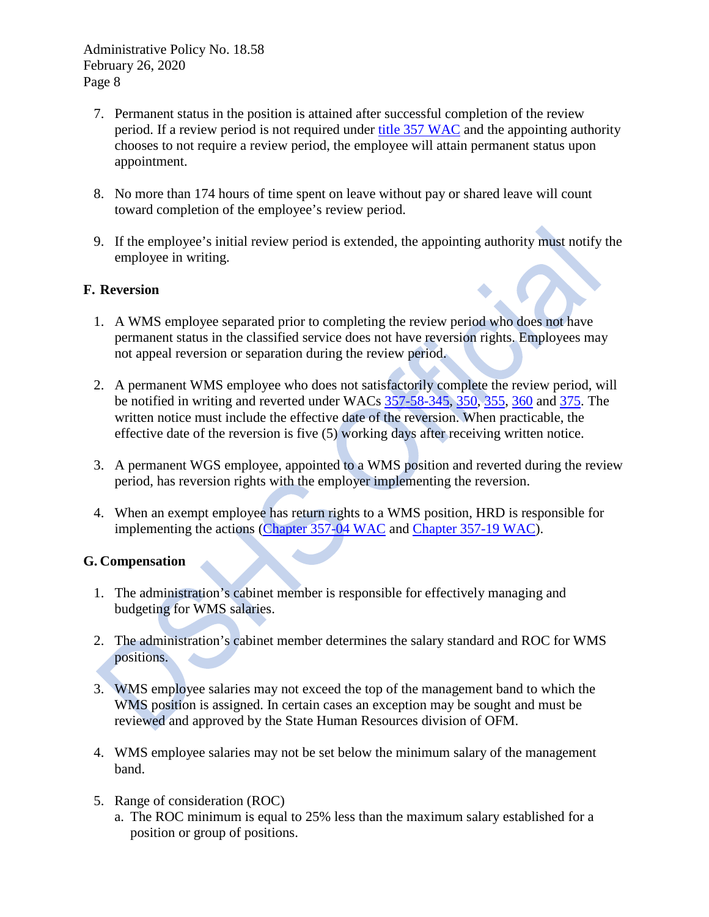7. Permanent status in the position is attained after successful completion of the review period. If a review period is not required under [title 357 WAC]() and the appointing authority chooses to not require a review period, the employee will attain permanent status upon appointment.

8. No more than 174 hours of time spent on leave without pay or shared leave will count toward completion of the employee's review period.

9. If the employee's initial review period is extended, the appointing authority must notify the employee in writing.

## F. Reversion

1. A WMS employee separated prior to completing the review period who does not have permanent status in the classified service does not have reversion rights. Employees may not appeal reversion or separation during the review period.

2. A permanent WMS employee who does not satisfactorily complete the review period, will be notified in writing and reverted under WACs 357-58-345, 350, 355, 360 and 375. The written notice must include the effective date of the reversion. When practicable, the effective date of the reversion is five (5) working days after receiving written notice.

3. A permanent WGS employee, appointed to a WMS position and reverted during the review period, has reversion rights with the employer implementing the reversion.

4. When an exempt employee has return rights to a WMS position, HRD is responsible for implementing the actions (Chapter 357-04 WAC and Chapter 357-19 WAC).

## G. Compensation

1. The administration's cabinet member is responsible for effectively managing and budgeting for WMS salaries.

2. The administration's cabinet member determines the salary standard and ROC for WMS positions.

3. WMS employee salaries may not exceed the top of the management band to which the WMS position is assigned. In certain cases an exception may be sought and must be reviewed and approved by the State Human Resources division of OFM.

4. WMS employee salaries may not be set below the minimum salary of the management band.

5. Range of consideration (ROC)
   a. The ROC minimum is equal to 25% less than the maximum salary established for a position or group of positions.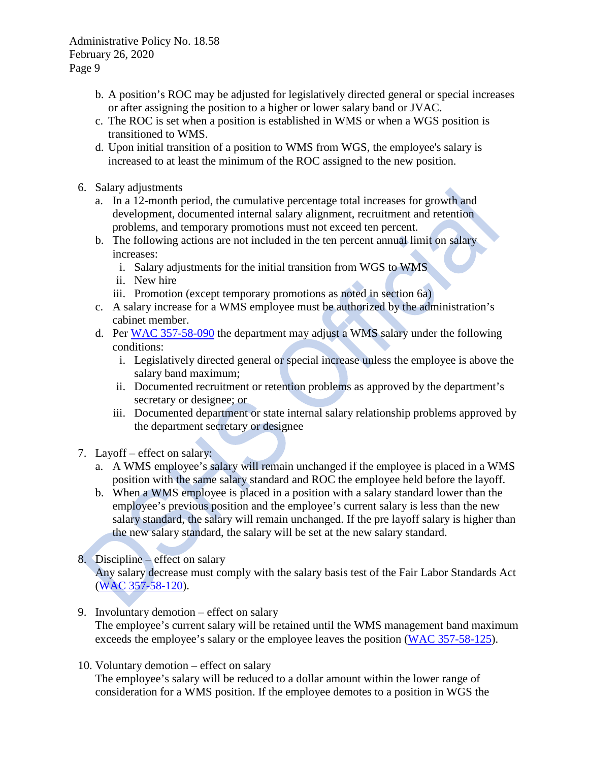b. A position's ROC may be adjusted for legislatively directed general or special increases or after assigning the position to a higher or lower salary band or JVAC.
c. The ROC is set when a position is established in WMS or when a WGS position is transitioned to WMS.
d. Upon initial transition of a position to WMS from WGS, the employee's salary is increased to at least the minimum of the ROC assigned to the new position.

6. Salary adjustments
   a. In a 12-month period, the cumulative percentage total increases for growth and development, documented internal salary alignment, recruitment and retention problems, and temporary promotions must not exceed ten percent.
   b. The following actions are not included in the ten percent annual limit on salary increases:
      i. Salary adjustments for the initial transition from WGS to WMS
      ii. New hire
      iii. Promotion (except temporary promotions as noted in section 6a)
   c. A salary increase for a WMS employee must be authorized by the administration's cabinet member.
   d. Per [WAC 357-58-090](#) the department may adjust a WMS salary under the following conditions:
      i. Legislatively directed general or special increase unless the employee is above the salary band maximum;
      ii. Documented recruitment or retention problems as approved by the department's secretary or designee; or
      iii. Documented department or state internal salary relationship problems approved by the department secretary or designee

7. Layoff – effect on salary:
   a. A WMS employee's salary will remain unchanged if the employee is placed in a WMS position with the same salary standard and ROC the employee held before the layoff.
   b. When a WMS employee is placed in a position with a salary standard lower than the employee's previous position and the employee's current salary is less than the new salary standard, the salary will remain unchanged. If the pre layoff salary is higher than the new salary standard, the salary will be set at the new salary standard.

8. Discipline – effect on salary
   Any salary decrease must comply with the salary basis test of the Fair Labor Standards Act ([WAC 357-58-120](#)).

9. Involuntary demotion – effect on salary
   The employee's current salary will be retained until the WMS management band maximum exceeds the employee's salary or the employee leaves the position ([WAC 357-58-125](#)).

10. Voluntary demotion – effect on salary
    The employee's salary will be reduced to a dollar amount within the lower range of consideration for a WMS position. If the employee demotes to a position in WGS the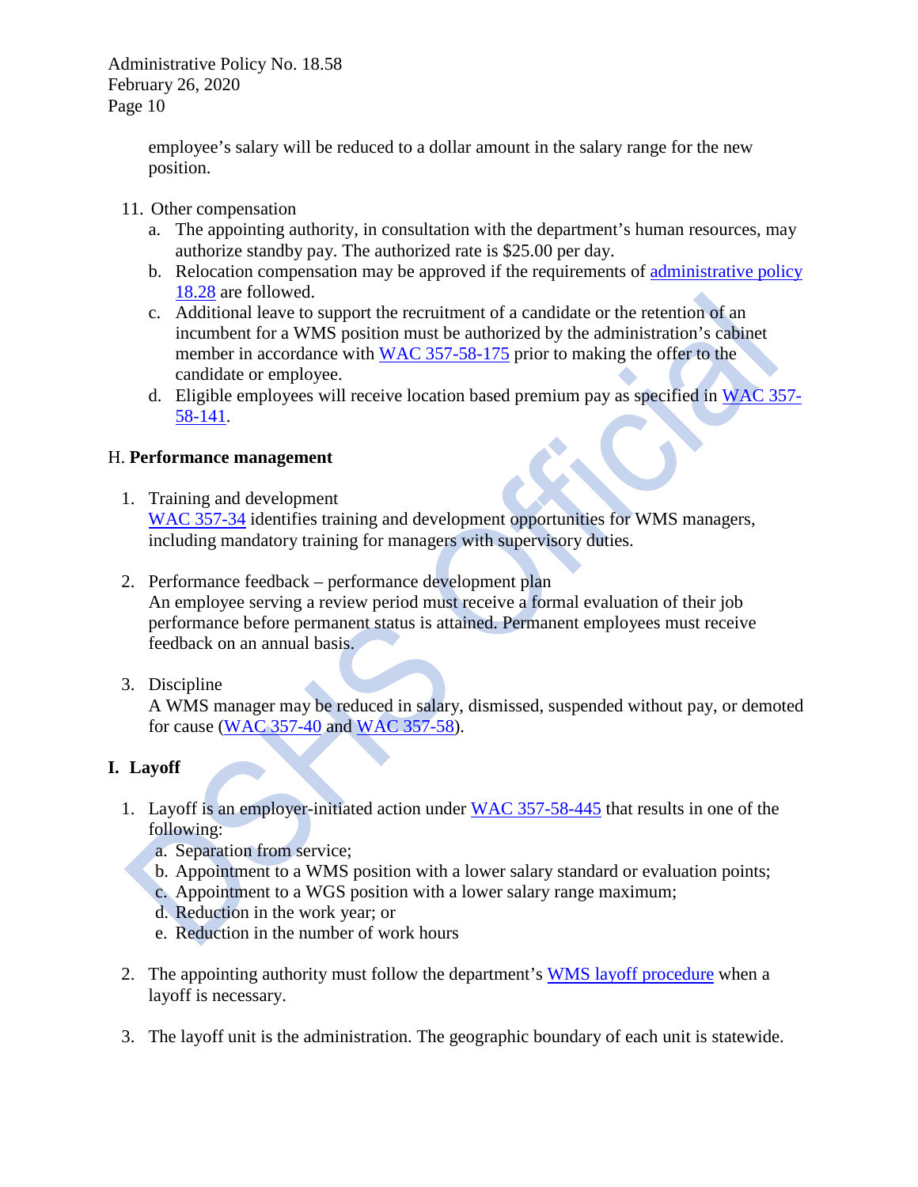employee's salary will be reduced to a dollar amount in the salary range for the new position.

11. Other compensation
    a. The appointing authority, in consultation with the department's human resources, may authorize standby pay. The authorized rate is $25.00 per day.
    b. Relocation compensation may be approved if the requirements of [administrative policy 18.28](#) are followed.
    c. Additional leave to support the recruitment of a candidate or the retention of an incumbent for a WMS position must be authorized by the administration's cabinet member in accordance with [WAC 357-58-175](#) prior to making the offer to the candidate or employee.
    d. Eligible employees will receive location based premium pay as specified in [WAC 357-58-141](#).

## H. **Performance management**

1. Training and development
   [WAC 357-34](#) identifies training and development opportunities for WMS managers, including mandatory training for managers with supervisory duties.

2. Performance feedback – performance development plan
   An employee serving a review period must receive a formal evaluation of their job performance before permanent status is attained. Permanent employees must receive feedback on an annual basis.

3. Discipline
   A WMS manager may be reduced in salary, dismissed, suspended without pay, or demoted for cause ([WAC 357-40](#) and [WAC 357-58](#)).

## I. **Layoff**

1. Layoff is an employer-initiated action under [WAC 357-58-445](#) that results in one of the following:
   a. Separation from service;
   b. Appointment to a WMS position with a lower salary standard or evaluation points;
   c. Appointment to a WGS position with a lower salary range maximum;
   d. Reduction in the work year; or
   e. Reduction in the number of work hours

2. The appointing authority must follow the department's [WMS layoff procedure](#) when a layoff is necessary.

3. The layoff unit is the administration. The geographic boundary of each unit is statewide.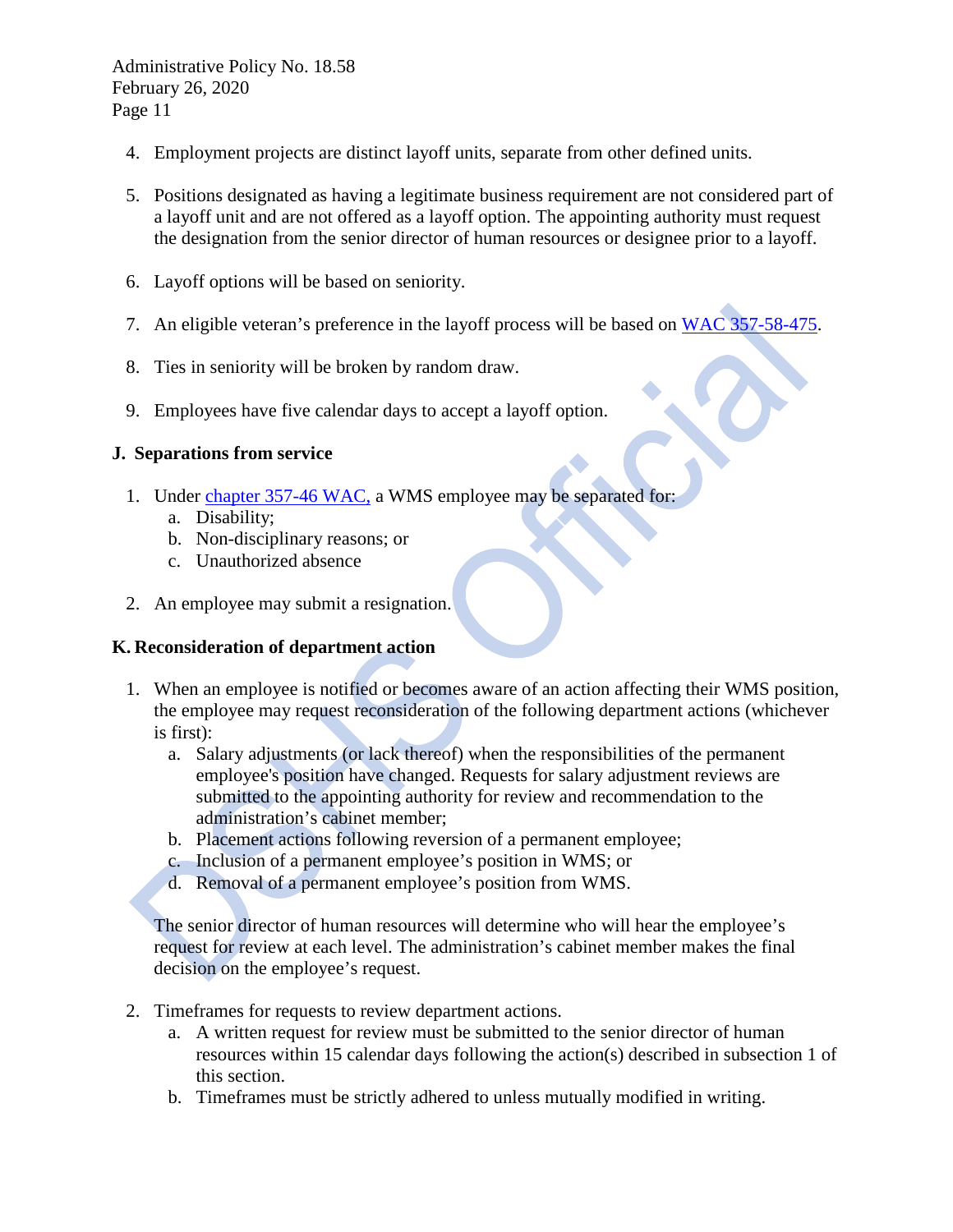4. Employment projects are distinct layoff units, separate from other defined units.

5. Positions designated as having a legitimate business requirement are not considered part of a layoff unit and are not offered as a layoff option. The appointing authority must request the designation from the senior director of human resources or designee prior to a layoff.

6. Layoff options will be based on seniority.

7. An eligible veteran's preference in the layoff process will be based on WAC 357-58-475.

8. Ties in seniority will be broken by random draw.

9. Employees have five calendar days to accept a layoff option.

**J. Separations from service**

1. Under chapter 357-46 WAC, a WMS employee may be separated for:
   a. Disability;
   b. Non-disciplinary reasons; or
   c. Unauthorized absence

2. An employee may submit a resignation.

**K. Reconsideration of department action**

1. When an employee is notified or becomes aware of an action affecting their WMS position, the employee may request reconsideration of the following department actions (whichever is first):
   a. Salary adjustments (or lack thereof) when the responsibilities of the permanent employee's position have changed. Requests for salary adjustment reviews are submitted to the appointing authority for review and recommendation to the administration's cabinet member;
   b. Placement actions following reversion of a permanent employee;
   c. Inclusion of a permanent employee's position in WMS; or
   d. Removal of a permanent employee's position from WMS.

   The senior director of human resources will determine who will hear the employee's request for review at each level. The administration's cabinet member makes the final decision on the employee's request.

2. Timeframes for requests to review department actions.
   a. A written request for review must be submitted to the senior director of human resources within 15 calendar days following the action(s) described in subsection 1 of this section.
   b. Timeframes must be strictly adhered to unless mutually modified in writing.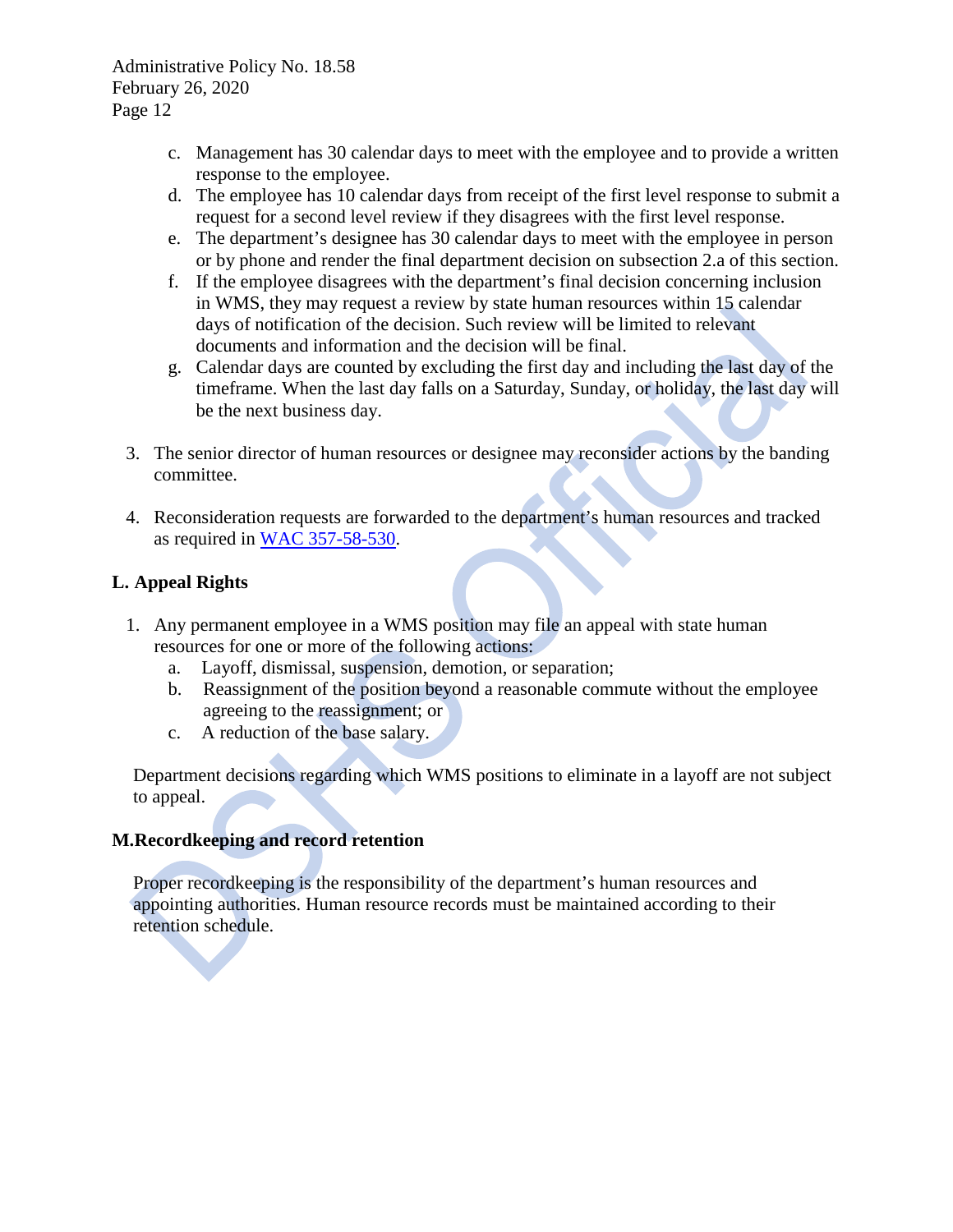c. Management has 30 calendar days to meet with the employee and to provide a written response to the employee.
d. The employee has 10 calendar days from receipt of the first level response to submit a request for a second level review if they disagrees with the first level response.
e. The department's designee has 30 calendar days to meet with the employee in person or by phone and render the final department decision on subsection 2.a of this section.
f. If the employee disagrees with the department's final decision concerning inclusion in WMS, they may request a review by state human resources within 15 calendar days of notification of the decision. Such review will be limited to relevant documents and information and the decision will be final.
g. Calendar days are counted by excluding the first day and including the last day of the timeframe. When the last day falls on a Saturday, Sunday, or holiday, the last day will be the next business day.

3. The senior director of human resources or designee may reconsider actions by the banding committee.

4. Reconsideration requests are forwarded to the department's human resources and tracked as required in [WAC 357-58-530](WAC 357-58-530).

## L. Appeal Rights

1. Any permanent employee in a WMS position may file an appeal with state human resources for one or more of the following actions:
   a. Layoff, dismissal, suspension, demotion, or separation;
   b. Reassignment of the position beyond a reasonable commute without the employee agreeing to the reassignment; or
   c. A reduction of the base salary.

Department decisions regarding which WMS positions to eliminate in a layoff are not subject to appeal.

## M. Recordkeeping and record retention

Proper recordkeeping is the responsibility of the department's human resources and appointing authorities. Human resource records must be maintained according to their retention schedule.